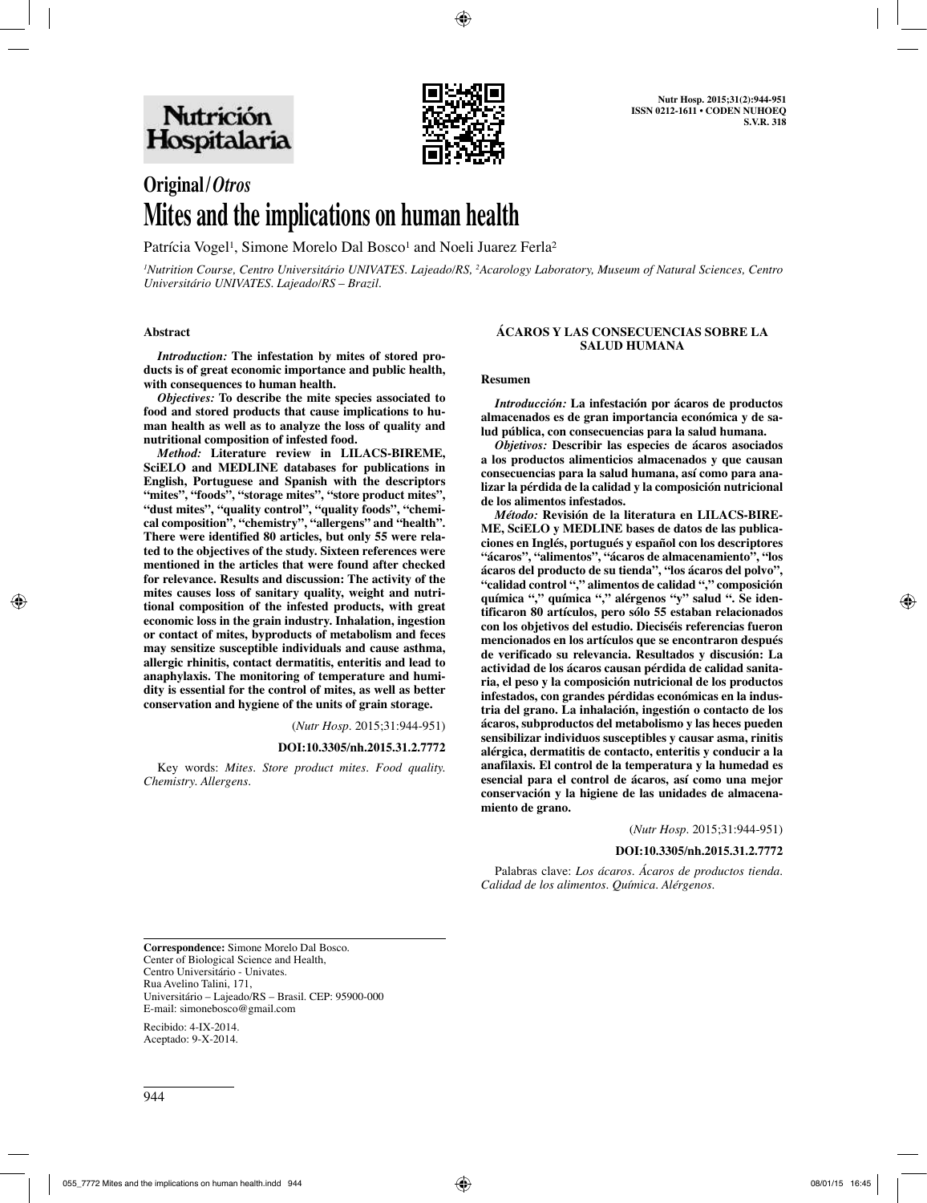# Original / *Otros*

# Mites and the implications on human health

Patrícia Vogel[1], Simone Morelo Dal Bosco[1] and Noeli Juarez Ferla[2]

*[1]Nutrition Course, Centro Universitário UNIVATES. Lajeado/RS, [2]Acarology Laboratory, Museum of Natural Sciences, Centro Universitário UNIVATES. Lajeado/RS – Brazil.*

### Abstract

***Introduction:*** **The infestation by mites of stored products is of great economic importance and public health, with consequences to human health.**

***Objectives:*** **To describe the mite species associated to food and stored products that cause implications to human health as well as to analyze the loss of quality and nutritional composition of infested food.**

***Method:*** **Literature review in LILACS-BIREME, SciELO and MEDLINE databases for publications in English, Portuguese and Spanish with the descriptors "mites", "foods", "storage mites", "store product mites", "dust mites", "quality control", "quality foods", "chemical composition", "chemistry", "allergens" and "health". There were identified 80 articles, but only 55 were related to the objectives of the study. Sixteen references were mentioned in the articles that were found after checked for relevance. Results and discussion: The activity of the mites causes loss of sanitary quality, weight and nutritional composition of the infested products, with great economic loss in the grain industry. Inhalation, ingestion or contact of mites, byproducts of metabolism and feces may sensitize susceptible individuals and cause asthma, allergic rhinitis, contact dermatitis, enteritis and lead to anaphylaxis. The monitoring of temperature and humidity is essential for the control of mites, as well as better conservation and hygiene of the units of grain storage.**

(*Nutr Hosp*. 2015;31:944-951)

**DOI:10.3305/nh.2015.31.2.7772**

Key words: *Mites. Store product mites. Food quality. Chemistry. Allergens.*

### ÁCAROS Y LAS CONSECUENCIAS SOBRE LA SALUD HUMANA

### Resumen

***Introducción:*** **La infestación por ácaros de productos almacenados es de gran importancia económica y de salud pública, con consecuencias para la salud humana.**

***Objetivos:*** **Describir las especies de ácaros asociados a los productos alimenticios almacenados y que causan consecuencias para la salud humana, así como para analizar la pérdida de la calidad y la composición nutricional de los alimentos infestados.**

***Método:*** **Revisión de la literatura en LILACS-BIREME, SciELO y MEDLINE bases de datos de las publicaciones en Inglés, portugués y español con los descriptores "ácaros", "alimentos", "ácaros de almacenamiento", "los ácaros del producto de su tienda", "los ácaros del polvo", "calidad control "," alimentos de calidad "," composición química "," química "," alérgenos "y" salud ". Se identificaron 80 artículos, pero sólo 55 estaban relacionados con los objetivos del estudio. Dieciséis referencias fueron mencionados en los artículos que se encontraron después de verificado su relevancia. Resultados y discusión: La actividad de los ácaros causan pérdida de calidad sanitaria, el peso y la composición nutricional de los productos infestados, con grandes pérdidas económicas en la industria del grano. La inhalación, ingestión o contacto de los ácaros, subproductos del metabolismo y las heces pueden sensibilizar individuos susceptibles y causar asma, rinitis alérgica, dermatitis de contacto, enteritis y conducir a la anafilaxis. El control de la temperatura y la humedad es esencial para el control de ácaros, así como una mejor conservación y la higiene de las unidades de almacenamiento de grano.**

(*Nutr Hosp*. 2015;31:944-951)

**DOI:10.3305/nh.2015.31.2.7772**

Palabras clave: *Los ácaros. Ácaros de productos tienda. Calidad de los alimentos. Química. Alérgenos.*

---

**Correspondence:** Simone Morelo Dal Bosco.
Center of Biological Science and Health,
Centro Universitário - Univates.
Rua Avelino Talini, 171,
Universitário – Lajeado/RS – Brasil. CEP: 95900-000
E-mail: simonebosco@gmail.com

Recibido: 4-IX-2014.
Aceptado: 9-X-2014.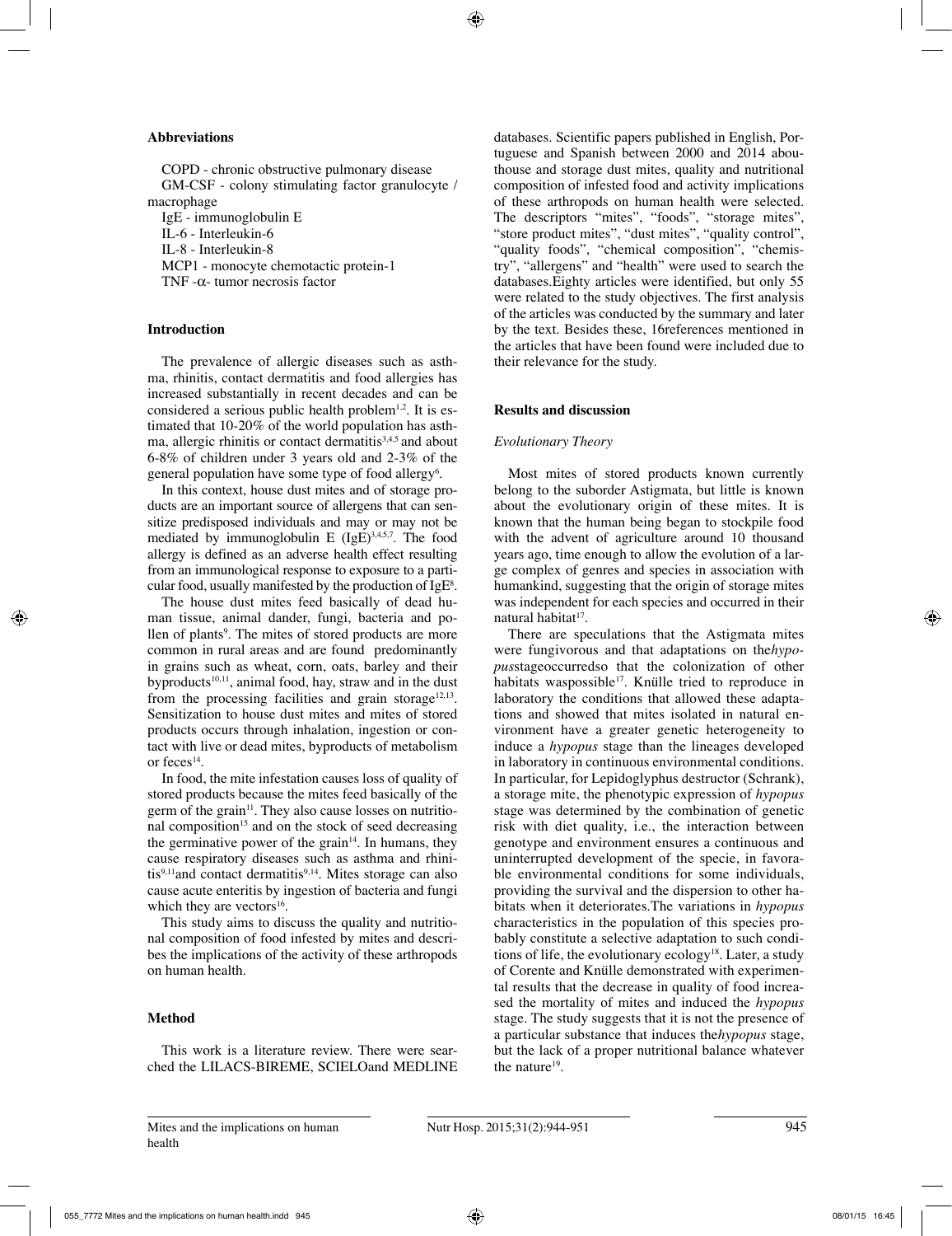### Abbreviations

COPD - chronic obstructive pulmonary disease
GM-CSF - colony stimulating factor granulocyte / macrophage
IgE - immunoglobulin E
IL-6 - Interleukin-6
IL-8 - Interleukin-8
MCP1 - monocyte chemotactic protein-1
TNF -α- tumor necrosis factor

### Introduction

The prevalence of allergic diseases such as asthma, rhinitis, contact dermatitis and food allergies has increased substantially in recent decades and can be considered a serious public health problem[1,2]. It is estimated that 10-20% of the world population has asthma, allergic rhinitis or contact dermatitis[3,4,5] and about 6-8% of children under 3 years old and 2-3% of the general population have some type of food allergy[6].

In this context, house dust mites and of storage products are an important source of allergens that can sensitize predisposed individuals and may or may not be mediated by immunoglobulin E (IgE)[3,4,5,7]. The food allergy is defined as an adverse health effect resulting from an immunological response to exposure to a particular food, usually manifested by the production of IgE[8].

The house dust mites feed basically of dead human tissue, animal dander, fungi, bacteria and pollen of plants[9]. The mites of stored products are more common in rural areas and are found predominantly in grains such as wheat, corn, oats, barley and their byproducts[10,11], animal food, hay, straw and in the dust from the processing facilities and grain storage[12,13]. Sensitization to house dust mites and mites of stored products occurs through inhalation, ingestion or contact with live or dead mites, byproducts of metabolism or feces[14].

In food, the mite infestation causes loss of quality of stored products because the mites feed basically of the germ of the grain[11]. They also cause losses on nutritional composition[15] and on the stock of seed decreasing the germinative power of the grain[14]. In humans, they cause respiratory diseases such as asthma and rhinitis[9,11]and contact dermatitis[9,14]. Mites storage can also cause acute enteritis by ingestion of bacteria and fungi which they are vectors[16].

This study aims to discuss the quality and nutritional composition of food infested by mites and describes the implications of the activity of these arthropods on human health.

### Method

This work is a literature review. There were searched the LILACS-BIREME, SCIELOand MEDLINE databases. Scientific papers published in English, Portuguese and Spanish between 2000 and 2014 abouthouse and storage dust mites, quality and nutritional composition of infested food and activity implications of these arthropods on human health were selected. The descriptors "mites", "foods", "storage mites", "store product mites", "dust mites", "quality control", "quality foods", "chemical composition", "chemistry", "allergens" and "health" were used to search the databases.Eighty articles were identified, but only 55 were related to the study objectives. The first analysis of the articles was conducted by the summary and later by the text. Besides these, 16references mentioned in the articles that have been found were included due to their relevance for the study.

### Results and discussion

#### *Evolutionary Theory*

Most mites of stored products known currently belong to the suborder Astigmata, but little is known about the evolutionary origin of these mites. It is known that the human being began to stockpile food with the advent of agriculture around 10 thousand years ago, time enough to allow the evolution of a large complex of genres and species in association with humankind, suggesting that the origin of storage mites was independent for each species and occurred in their natural habitat[17].

There are speculations that the Astigmata mites were fungivorous and that adaptations on the*hypopus*stageoccurredso that the colonization of other habitats waspossible[17]. Knülle tried to reproduce in laboratory the conditions that allowed these adaptations and showed that mites isolated in natural environment have a greater genetic heterogeneity to induce a *hypopus* stage than the lineages developed in laboratory in continuous environmental conditions. In particular, for Lepidoglyphus destructor (Schrank), a storage mite, the phenotypic expression of *hypopus* stage was determined by the combination of genetic risk with diet quality, i.e., the interaction between genotype and environment ensures a continuous and uninterrupted development of the specie, in favorable environmental conditions for some individuals, providing the survival and the dispersion to other habitats when it deteriorates.The variations in *hypopus* characteristics in the population of this species probably constitute a selective adaptation to such conditions of life, the evolutionary ecology[18]. Later, a study of Corente and Knülle demonstrated with experimental results that the decrease in quality of food increased the mortality of mites and induced the *hypopus* stage. The study suggests that it is not the presence of a particular substance that induces the*hypopus* stage, but the lack of a proper nutritional balance whatever the nature[19].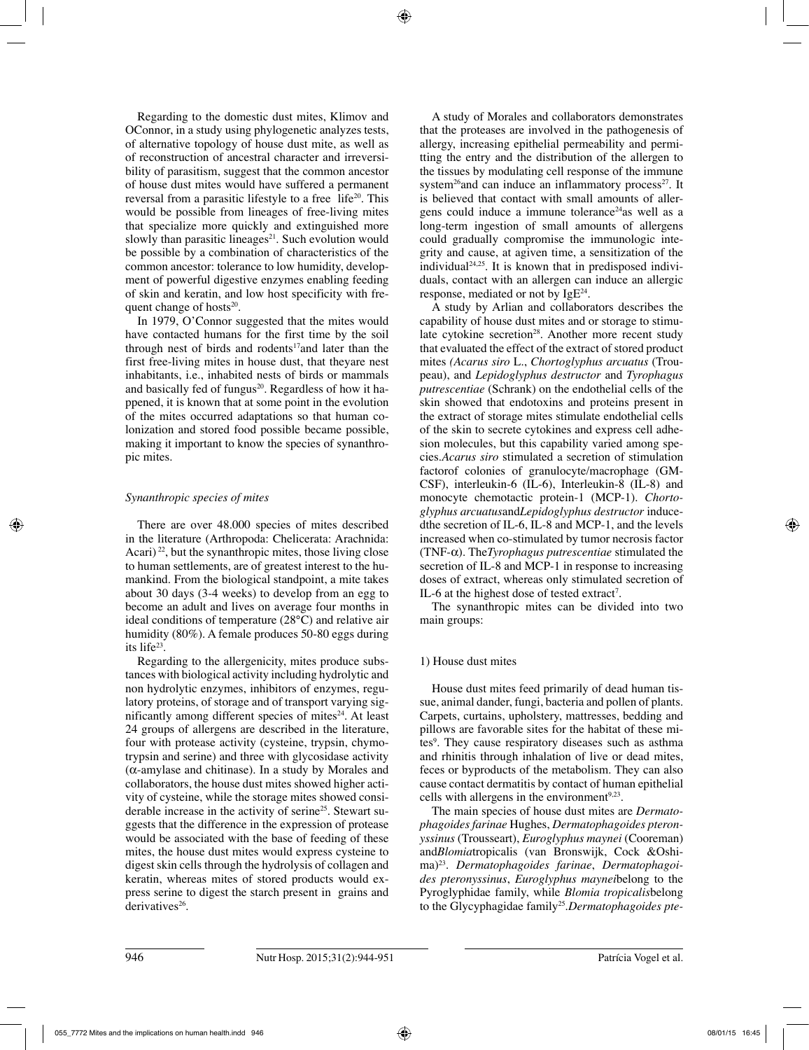Regarding to the domestic dust mites, Klimov and OConnor, in a study using phylogenetic analyzes tests, of alternative topology of house dust mite, as well as of reconstruction of ancestral character and irreversibility of parasitism, suggest that the common ancestor of house dust mites would have suffered a permanent reversal from a parasitic lifestyle to a free life[20]. This would be possible from lineages of free-living mites that specialize more quickly and extinguished more slowly than parasitic lineages[21]. Such evolution would be possible by a combination of characteristics of the common ancestor: tolerance to low humidity, development of powerful digestive enzymes enabling feeding of skin and keratin, and low host specificity with frequent change of hosts[20].

In 1979, O'Connor suggested that the mites would have contacted humans for the first time by the soil through nest of birds and rodents[17]and later than the first free-living mites in house dust, that theyare nest inhabitants, i.e., inhabited nests of birds or mammals and basically fed of fungus[20]. Regardless of how it happened, it is known that at some point in the evolution of the mites occurred adaptations so that human colonization and stored food possible became possible, making it important to know the species of synanthropic mites.

*Synanthropic species of mites*

There are over 48.000 species of mites described in the literature (Arthropoda: Chelicerata: Arachnida: Acari) [22], but the synanthropic mites, those living close to human settlements, are of greatest interest to the humankind. From the biological standpoint, a mite takes about 30 days (3-4 weeks) to develop from an egg to become an adult and lives on average four months in ideal conditions of temperature (28°C) and relative air humidity (80%). A female produces 50-80 eggs during its life[23].

Regarding to the allergenicity, mites produce substances with biological activity including hydrolytic and non hydrolytic enzymes, inhibitors of enzymes, regulatory proteins, of storage and of transport varying significantly among different species of mites[24]. At least 24 groups of allergens are described in the literature, four with protease activity (cysteine, trypsin, chymotrypsin and serine) and three with glycosidase activity ($\alpha$-amylase and chitinase). In a study by Morales and collaborators, the house dust mites showed higher activity of cysteine, while the storage mites showed considerable increase in the activity of serine[25]. Stewart suggests that the difference in the expression of protease would be associated with the base of feeding of these mites, the house dust mites would express cysteine to digest skin cells through the hydrolysis of collagen and keratin, whereas mites of stored products would express serine to digest the starch present in grains and derivatives[26].

A study of Morales and collaborators demonstrates that the proteases are involved in the pathogenesis of allergy, increasing epithelial permeability and permitting the entry and the distribution of the allergen to the tissues by modulating cell response of the immune system[26]and can induce an inflammatory process[27]. It is believed that contact with small amounts of allergens could induce a immune tolerance[24]as well as a long-term ingestion of small amounts of allergens could gradually compromise the immunologic integrity and cause, at agiven time, a sensitization of the individual[24,25]. It is known that in predisposed individuals, contact with an allergen can induce an allergic response, mediated or not by IgE[24].

A study by Arlian and collaborators describes the capability of house dust mites and or storage to stimulate cytokine secretion[28]. Another more recent study that evaluated the effect of the extract of stored product mites *(Acarus siro* L., *Chortoglyphus arcuatus* (Troupeau), and *Lepidoglyphus destructor* and *Tyrophagus putrescentiae* (Schrank) on the endothelial cells of the skin showed that endotoxins and proteins present in the extract of storage mites stimulate endothelial cells of the skin to secrete cytokines and express cell adhesion molecules, but this capability varied among species.*Acarus siro* stimulated a secretion of stimulation factorof colonies of granulocyte/macrophage (GM-CSF), interleukin-6 (IL-6), Interleukin-8 (IL-8) and monocyte chemotactic protein-1 (MCP-1). *Chortoglyphus arcuatus*and*Lepidoglyphus destructor* inducedthe secretion of IL-6, IL-8 and MCP-1, and the levels increased when co-stimulated by tumor necrosis factor (TNF-$\alpha$). The*Tyrophagus putrescentiae* stimulated the secretion of IL-8 and MCP-1 in response to increasing doses of extract, whereas only stimulated secretion of IL-6 at the highest dose of tested extract[7].

The synanthropic mites can be divided into two main groups:

1) House dust mites

House dust mites feed primarily of dead human tissue, animal dander, fungi, bacteria and pollen of plants. Carpets, curtains, upholstery, mattresses, bedding and pillows are favorable sites for the habitat of these mites[9]. They cause respiratory diseases such as asthma and rhinitis through inhalation of live or dead mites, feces or byproducts of the metabolism. They can also cause contact dermatitis by contact of human epithelial cells with allergens in the environment[9,23].

The main species of house dust mites are *Dermatophagoides farinae* Hughes, *Dermatophagoides pteronyssinus* (Trousseart), *Euroglyphus maynei* (Cooreman) and*Blomia*tropicalis (van Bronswijk, Cock &Oshima)[23]. *Dermatophagoides farinae*, *Dermatophagoides pteronyssinus*, *Euroglyphus maynei*belong to the Pyroglyphidae family, while *Blomia tropicalis*belong to the Glycyphagidae family[25].*Dermatophagoides pte-*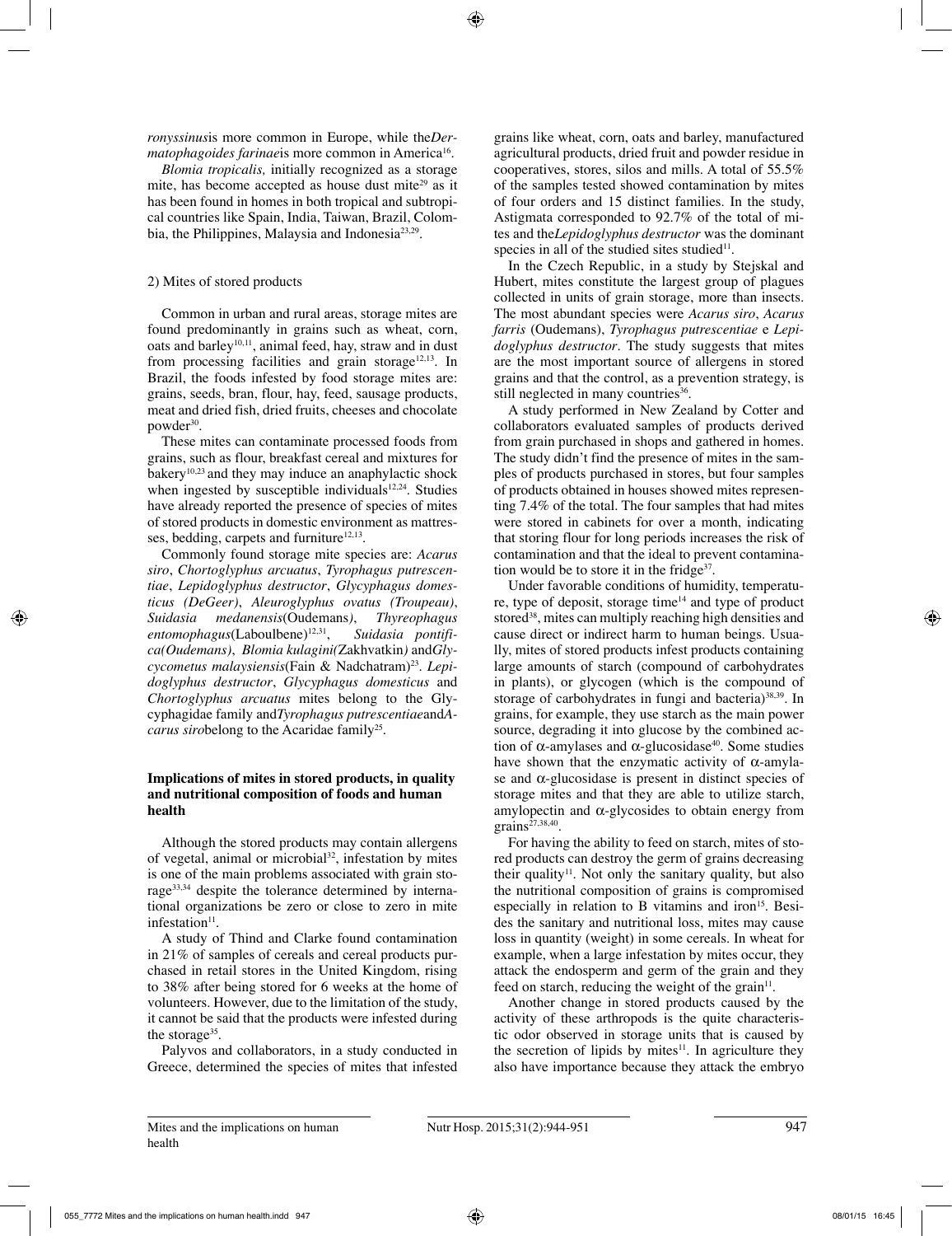*ronyssinus* is more common in Europe, while the *Dermatophagoides farinae* is more common in America[16].

*Blomia tropicalis,* initially recognized as a storage mite, has become accepted as house dust mite[29] as it has been found in homes in both tropical and subtropical countries like Spain, India, Taiwan, Brazil, Colombia, the Philippines, Malaysia and Indonesia[23,29].

2) Mites of stored products

Common in urban and rural areas, storage mites are found predominantly in grains such as wheat, corn, oats and barley[10,11], animal feed, hay, straw and in dust from processing facilities and grain storage[12,13]. In Brazil, the foods infested by food storage mites are: grains, seeds, bran, flour, hay, feed, sausage products, meat and dried fish, dried fruits, cheeses and chocolate powder[30].

These mites can contaminate processed foods from grains, such as flour, breakfast cereal and mixtures for bakery[10,23] and they may induce an anaphylactic shock when ingested by susceptible individuals[12,24]. Studies have already reported the presence of species of mites of stored products in domestic environment as mattresses, bedding, carpets and furniture[12,13].

Commonly found storage mite species are: *Acarus siro*, *Chortoglyphus arcuatus*, *Tyrophagus putrescentiae*, *Lepidoglyphus destructor*, *Glycyphagus domesticus (DeGeer)*, *Aleuroglyphus ovatus (Troupeau)*, *Suidasia medanensis*(Oudemans*)*, *Thyreophagus entomophagus*(Laboulbene)[12,31], *Suidasia pontifica(Oudemans)*, *Blomia kulagini(*Zakhvatkin*)* and *Glycycometus malaysiensis*(Fain & Nadchatram)[23]. *Lepidoglyphus destructor*, *Glycyphagus domesticus* and *Chortoglyphus arcuatus* mites belong to the Glycyphagidae family and *Tyrophagus putrescentiae* and *Acarus siro* belong to the Acaridae family[25].

## Implications of mites in stored products, in quality and nutritional composition of foods and human health

Although the stored products may contain allergens of vegetal, animal or microbial[32], infestation by mites is one of the main problems associated with grain storage[33,34] despite the tolerance determined by international organizations be zero or close to zero in mite infestation[11].

A study of Thind and Clarke found contamination in 21% of samples of cereals and cereal products purchased in retail stores in the United Kingdom, rising to 38% after being stored for 6 weeks at the home of volunteers. However, due to the limitation of the study, it cannot be said that the products were infested during the storage[35].

Palyvos and collaborators, in a study conducted in Greece, determined the species of mites that infested grains like wheat, corn, oats and barley, manufactured agricultural products, dried fruit and powder residue in cooperatives, stores, silos and mills. A total of 55.5% of the samples tested showed contamination by mites of four orders and 15 distinct families. In the study, Astigmata corresponded to 92.7% of the total of mites and the *Lepidoglyphus destructor* was the dominant species in all of the studied sites studied[11].

In the Czech Republic, in a study by Stejskal and Hubert, mites constitute the largest group of plagues collected in units of grain storage, more than insects. The most abundant species were *Acarus siro*, *Acarus farris* (Oudemans), *Tyrophagus putrescentiae* e *Lepidoglyphus destructor*. The study suggests that mites are the most important source of allergens in stored grains and that the control, as a prevention strategy, is still neglected in many countries[36].

A study performed in New Zealand by Cotter and collaborators evaluated samples of products derived from grain purchased in shops and gathered in homes. The study didn't find the presence of mites in the samples of products purchased in stores, but four samples of products obtained in houses showed mites representing 7.4% of the total. The four samples that had mites were stored in cabinets for over a month, indicating that storing flour for long periods increases the risk of contamination and that the ideal to prevent contamination would be to store it in the fridge[37].

Under favorable conditions of humidity, temperature, type of deposit, storage time[14] and type of product stored[38], mites can multiply reaching high densities and cause direct or indirect harm to human beings. Usually, mites of stored products infest products containing large amounts of starch (compound of carbohydrates in plants), or glycogen (which is the compound of storage of carbohydrates in fungi and bacteria)[38,39]. In grains, for example, they use starch as the main power source, degrading it into glucose by the combined action of $\alpha$-amylases and $\alpha$-glucosidase[40]. Some studies have shown that the enzymatic activity of $\alpha$-amylase and $\alpha$-glucosidase is present in distinct species of storage mites and that they are able to utilize starch, amylopectin and $\alpha$-glycosides to obtain energy from grains[27,38,40].

For having the ability to feed on starch, mites of stored products can destroy the germ of grains decreasing their quality[11]. Not only the sanitary quality, but also the nutritional composition of grains is compromised especially in relation to B vitamins and iron[15]. Besides the sanitary and nutritional loss, mites may cause loss in quantity (weight) in some cereals. In wheat for example, when a large infestation by mites occur, they attack the endosperm and germ of the grain and they feed on starch, reducing the weight of the grain[11].

Another change in stored products caused by the activity of these arthropods is the quite characteristic odor observed in storage units that is caused by the secretion of lipids by mites[11]. In agriculture they also have importance because they attack the embryo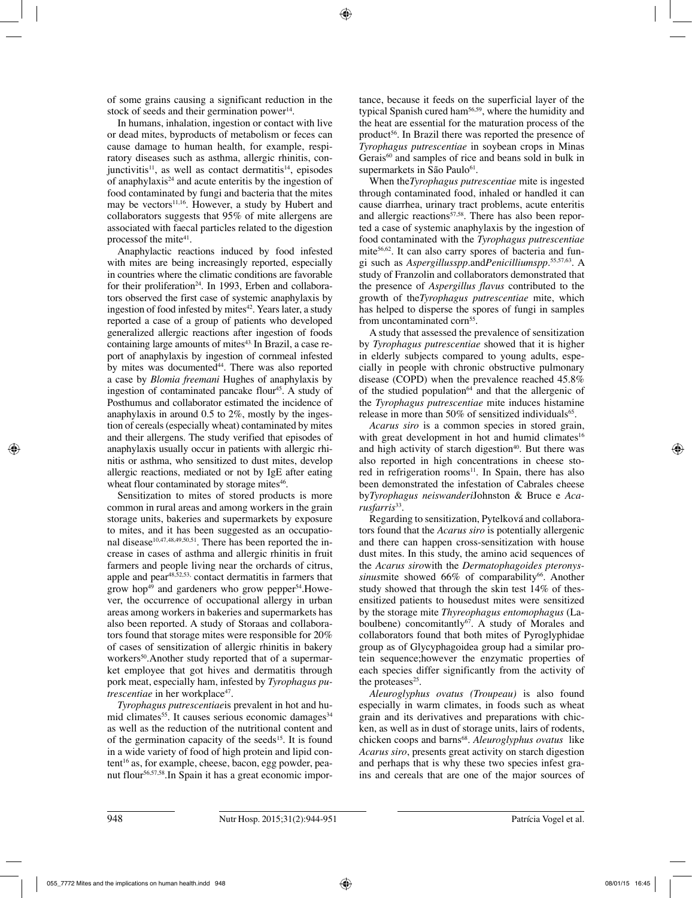of some grains causing a significant reduction in the stock of seeds and their germination power[14].

In humans, inhalation, ingestion or contact with live or dead mites, byproducts of metabolism or feces can cause damage to human health, for example, respiratory diseases such as asthma, allergic rhinitis, conjunctivitis[11], as well as contact dermatitis[14], episodes of anaphylaxis[24] and acute enteritis by the ingestion of food contaminated by fungi and bacteria that the mites may be vectors[11,16]. However, a study by Hubert and collaborators suggests that 95% of mite allergens are associated with faecal particles related to the digestion processof the mite[41].

Anaphylactic reactions induced by food infested with mites are being increasingly reported, especially in countries where the climatic conditions are favorable for their proliferation[24]. In 1993, Erben and collaborators observed the first case of systemic anaphylaxis by ingestion of food infested by mites[42]. Years later, a study reported a case of a group of patients who developed generalized allergic reactions after ingestion of foods containing large amounts of mites[43]. In Brazil, a case report of anaphylaxis by ingestion of cornmeal infested by mites was documented[44]. There was also reported a case by *Blomia freemani* Hughes of anaphylaxis by ingestion of contaminated pancake flour[45]. A study of Posthumus and collaborator estimated the incidence of anaphylaxis in around 0.5 to 2%, mostly by the ingestion of cereals (especially wheat) contaminated by mites and their allergens. The study verified that episodes of anaphylaxis usually occur in patients with allergic rhinitis or asthma, who sensitized to dust mites, develop allergic reactions, mediated or not by IgE after eating wheat flour contaminated by storage mites[46].

Sensitization to mites of stored products is more common in rural areas and among workers in the grain storage units, bakeries and supermarkets by exposure to mites, and it has been suggested as an occupational disease[10,47,48,49,50,51]. There has been reported the increase in cases of asthma and allergic rhinitis in fruit farmers and people living near the orchards of citrus, apple and pear[48,52,53], contact dermatitis in farmers that grow hop[49] and gardeners who grow pepper[54].However, the occurrence of occupational allergy in urban areas among workers in bakeries and supermarkets has also been reported. A study of Storaas and collaborators found that storage mites were responsible for 20% of cases of sensitization of allergic rhinitis in bakery workers[50].Another study reported that of a supermarket employee that got hives and dermatitis through pork meat, especially ham, infested by *Tyrophagus putrescentiae* in her workplace[47].

*Tyrophagus putrescentiae*is prevalent in hot and humid climates[55]. It causes serious economic damages[34] as well as the reduction of the nutritional content and of the germination capacity of the seeds[15]. It is found in a wide variety of food of high protein and lipid content[16] as, for example, cheese, bacon, egg powder, peanut flour[56,57,58].In Spain it has a great economic importance, because it feeds on the superficial layer of the typical Spanish cured ham[56,59], where the humidity and the heat are essential for the maturation process of the product[56]. In Brazil there was reported the presence of *Tyrophagus putrescentiae* in soybean crops in Minas Gerais[60] and samples of rice and beans sold in bulk in supermarkets in São Paulo[61].

When the*Tyrophagus putrescentiae* mite is ingested through contaminated food, inhaled or handled it can cause diarrhea, urinary tract problems, acute enteritis and allergic reactions[57,58]. There has also been reported a case of systemic anaphylaxis by the ingestion of food contaminated with the *Tyrophagus putrescentiae* mite[56,62]. It can also carry spores of bacteria and fungi such as *Aspergillusspp*.and*Penicilliumspp*.[55,57,63]. A study of Franzolin and collaborators demonstrated that the presence of *Aspergillus flavus* contributed to the growth of the*Tyrophagus putrescentiae* mite, which has helped to disperse the spores of fungi in samples from uncontaminated corn[55].

A study that assessed the prevalence of sensitization by *Tyrophagus putrescentiae* showed that it is higher in elderly subjects compared to young adults, especially in people with chronic obstructive pulmonary disease (COPD) when the prevalence reached 45.8% of the studied population[64] and that the allergenic of the *Tyrophagus putrescentiae* mite induces histamine release in more than 50% of sensitized individuals[65].

*Acarus siro* is a common species in stored grain, with great development in hot and humid climates[16] and high activity of starch digestion[40]. But there was also reported in high concentrations in cheese stored in refrigeration rooms[11]. In Spain, there has also been demonstrated the infestation of Cabrales cheese by*Tyrophagus neiswanderi*Johnston & Bruce e *Acarusfarris*[33].

Regarding to sensitization, Pytelková and collaborators found that the *Acarus siro* is potentially allergenic and there can happen cross-sensitization with house dust mites. In this study, the amino acid sequences of the *Acarus siro*with the *Dermatophagoides pteronyssinus*mite showed 66% of comparability[66]. Another study showed that through the skin test 14% of thesensitized patients to housedust mites were sensitized by the storage mite *Thyreophagus entomophagus* (Laboulbene) concomitantly[67]. A study of Morales and collaborators found that both mites of Pyroglyphidae group as of Glycyphagoidea group had a similar protein sequence;however the enzymatic properties of each species differ significantly from the activity of the proteases[25].

*Aleuroglyphus ovatus (Troupeau)* is also found especially in warm climates, in foods such as wheat grain and its derivatives and preparations with chicken, as well as in dust of storage units, lairs of rodents, chicken coops and barns[68]. *Aleuroglyphus ovatus* like *Acarus siro*, presents great activity on starch digestion and perhaps that is why these two species infest grains and cereals that are one of the major sources of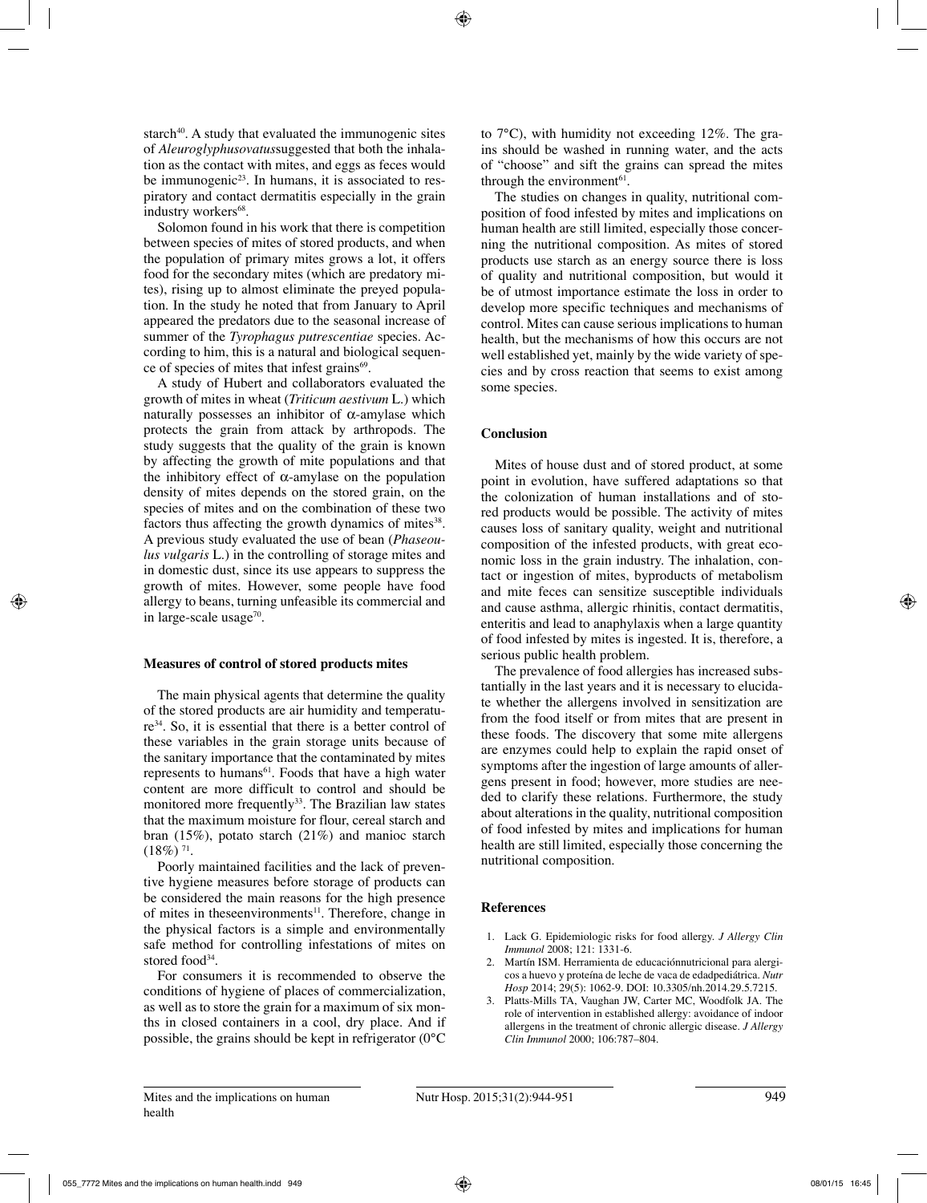starch[40]. A study that evaluated the immunogenic sites of *Aleuroglyphusovatus*suggested that both the inhalation as the contact with mites, and eggs as feces would be immunogenic[23]. In humans, it is associated to respiratory and contact dermatitis especially in the grain industry workers[68].

Solomon found in his work that there is competition between species of mites of stored products, and when the population of primary mites grows a lot, it offers food for the secondary mites (which are predatory mites), rising up to almost eliminate the preyed population. In the study he noted that from January to April appeared the predators due to the seasonal increase of summer of the *Tyrophagus putrescentiae* species. According to him, this is a natural and biological sequence of species of mites that infest grains[69].

A study of Hubert and collaborators evaluated the growth of mites in wheat (*Triticum aestivum* L.) which naturally possesses an inhibitor of $\alpha$-amylase which protects the grain from attack by arthropods. The study suggests that the quality of the grain is known by affecting the growth of mite populations and that the inhibitory effect of $\alpha$-amylase on the population density of mites depends on the stored grain, on the species of mites and on the combination of these two factors thus affecting the growth dynamics of mites[38]. A previous study evaluated the use of bean (*Phaseolus vulgaris* L.) in the controlling of storage mites and in domestic dust, since its use appears to suppress the growth of mites. However, some people have food allergy to beans, turning unfeasible its commercial and in large-scale usage[70].

## Measures of control of stored products mites

The main physical agents that determine the quality of the stored products are air humidity and temperature[34]. So, it is essential that there is a better control of these variables in the grain storage units because of the sanitary importance that the contaminated by mites represents to humans[61]. Foods that have a high water content are more difficult to control and should be monitored more frequently[33]. The Brazilian law states that the maximum moisture for flour, cereal starch and bran (15%), potato starch (21%) and manioc starch (18%) [71].

Poorly maintained facilities and the lack of preventive hygiene measures before storage of products can be considered the main reasons for the high presence of mites in theseenvironments[11]. Therefore, change in the physical factors is a simple and environmentally safe method for controlling infestations of mites on stored food[34].

For consumers it is recommended to observe the conditions of hygiene of places of commercialization, as well as to store the grain for a maximum of six months in closed containers in a cool, dry place. And if possible, the grains should be kept in refrigerator (0°C to 7°C), with humidity not exceeding 12%. The grains should be washed in running water, and the acts of "choose" and sift the grains can spread the mites through the environment[61].

The studies on changes in quality, nutritional composition of food infested by mites and implications on human health are still limited, especially those concerning the nutritional composition. As mites of stored products use starch as an energy source there is loss of quality and nutritional composition, but would it be of utmost importance estimate the loss in order to develop more specific techniques and mechanisms of control. Mites can cause serious implications to human health, but the mechanisms of how this occurs are not well established yet, mainly by the wide variety of species and by cross reaction that seems to exist among some species.

## Conclusion

Mites of house dust and of stored product, at some point in evolution, have suffered adaptations so that the colonization of human installations and of stored products would be possible. The activity of mites causes loss of sanitary quality, weight and nutritional composition of the infested products, with great economic loss in the grain industry. The inhalation, contact or ingestion of mites, byproducts of metabolism and mite feces can sensitize susceptible individuals and cause asthma, allergic rhinitis, contact dermatitis, enteritis and lead to anaphylaxis when a large quantity of food infested by mites is ingested. It is, therefore, a serious public health problem.

The prevalence of food allergies has increased substantially in the last years and it is necessary to elucidate whether the allergens involved in sensitization are from the food itself or from mites that are present in these foods. The discovery that some mite allergens are enzymes could help to explain the rapid onset of symptoms after the ingestion of large amounts of allergens present in food; however, more studies are needed to clarify these relations. Furthermore, the study about alterations in the quality, nutritional composition of food infested by mites and implications for human health are still limited, especially those concerning the nutritional composition.

## References

1. Lack G. Epidemiologic risks for food allergy. *J Allergy Clin Immunol* 2008; 121: 1331-6.
2. Martín ISM. Herramienta de educaciónnutricional para alergicos a huevo y proteína de leche de vaca de edadpediátrica. *Nutr Hosp* 2014; 29(5): 1062-9. DOI: 10.3305/nh.2014.29.5.7215.
3. Platts-Mills TA, Vaughan JW, Carter MC, Woodfolk JA. The role of intervention in established allergy: avoidance of indoor allergens in the treatment of chronic allergic disease. *J Allergy Clin Immunol* 2000; 106:787–804.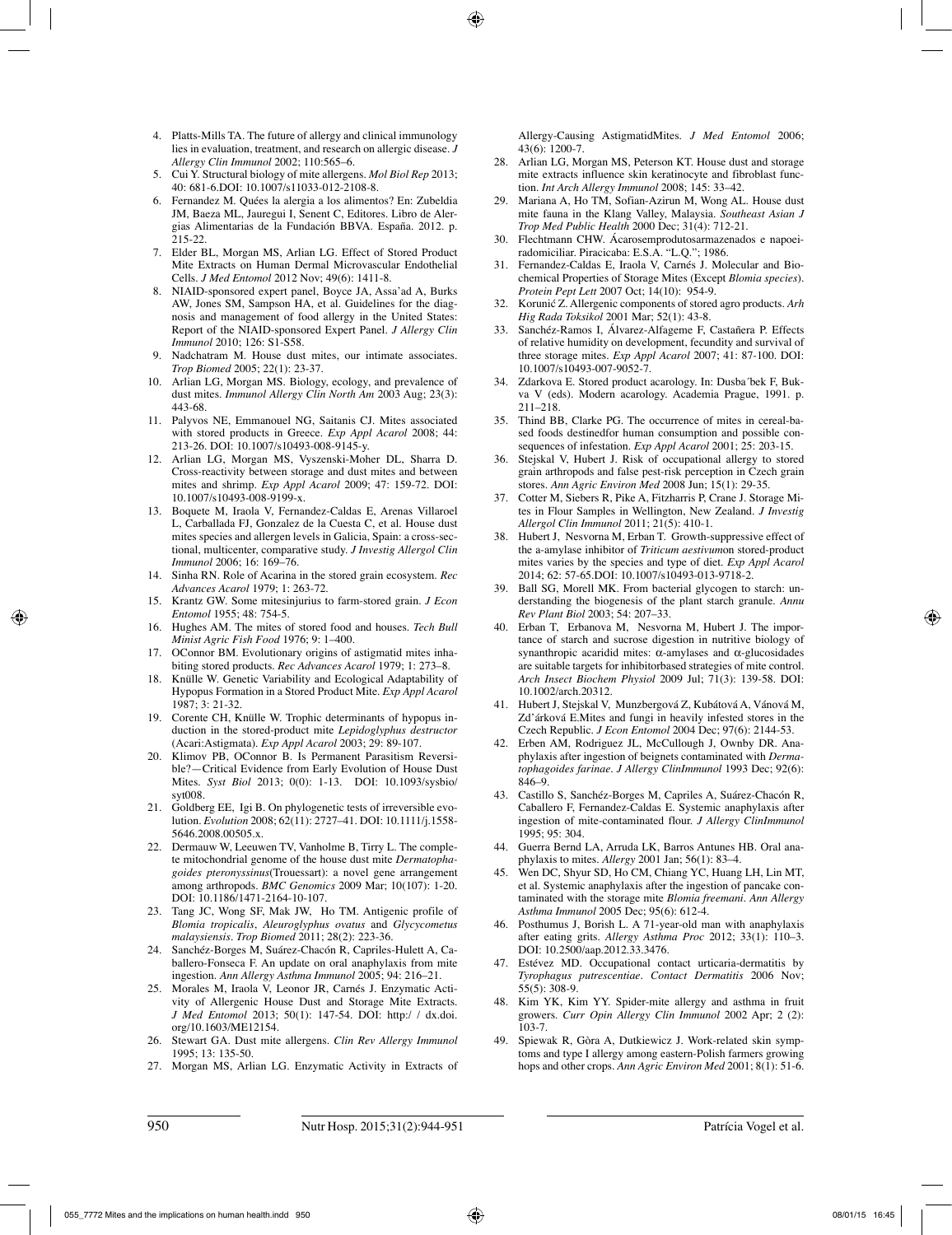4. Platts-Mills TA. The future of allergy and clinical immunology lies in evaluation, treatment, and research on allergic disease. *J Allergy Clin Immunol* 2002; 110:565–6.
5. Cui Y. Structural biology of mite allergens. *Mol Biol Rep* 2013; 40: 681-6.DOI: 10.1007/s11033-012-2108-8.
6. Fernandez M. Quées la alergia a los alimentos? En: Zubeldia JM, Baeza ML, Jauregui I, Senent C, Editores. Libro de Alergias Alimentarias de la Fundación BBVA. España. 2012. p. 215-22.
7. Elder BL, Morgan MS, Arlian LG. Effect of Stored Product Mite Extracts on Human Dermal Microvascular Endothelial Cells. *J Med Entomol* 2012 Nov; 49(6): 1411-8.
8. NIAID-sponsored expert panel, Boyce JA, Assa'ad A, Burks AW, Jones SM, Sampson HA, et al. Guidelines for the diagnosis and management of food allergy in the United States: Report of the NIAID-sponsored Expert Panel. *J Allergy Clin Immunol* 2010; 126: S1-S58.
9. Nadchatram M. House dust mites, our intimate associates. *Trop Biomed* 2005; 22(1): 23-37.
10. Arlian LG, Morgan MS. Biology, ecology, and prevalence of dust mites. *Immunol Allergy Clin North Am* 2003 Aug; 23(3): 443-68.
11. Palyvos NE, Emmanouel NG, Saitanis CJ. Mites associated with stored products in Greece. *Exp Appl Acarol* 2008; 44: 213-26. DOI: 10.1007/s10493-008-9145-y.
12. Arlian LG, Morgan MS, Vyszenski-Moher DL, Sharra D. Cross-reactivity between storage and dust mites and between mites and shrimp. *Exp Appl Acarol* 2009; 47: 159-72. DOI: 10.1007/s10493-008-9199-x.
13. Boquete M, Iraola V, Fernandez-Caldas E, Arenas Villaroel L, Carballada FJ, Gonzalez de la Cuesta C, et al. House dust mites species and allergen levels in Galicia, Spain: a cross-sectional, multicenter, comparative study. *J Investig Allergol Clin Immunol* 2006; 16: 169–76.
14. Sinha RN. Role of Acarina in the stored grain ecosystem. *Rec Advances Acarol* 1979; 1: 263-72.
15. Krantz GW. Some mitesinjurius to farm-stored grain. *J Econ Entomol* 1955; 48: 754-5.
16. Hughes AM. The mites of stored food and houses. *Tech Bull Minist Agric Fish Food* 1976; 9: 1–400.
17. OConnor BM. Evolutionary origins of astigmatid mites inhabiting stored products. *Rec Advances Acarol* 1979; 1: 273–8.
18. Knülle W. Genetic Variability and Ecological Adaptability of Hypopus Formation in a Stored Product Mite. *Exp Appl Acarol* 1987; 3: 21-32.
19. Corente CH, Knülle W. Trophic determinants of hypopus induction in the stored-product mite *Lepidoglyphus destructor* (Acari:Astigmata). *Exp Appl Acarol* 2003; 29: 89-107.
20. Klimov PB, OConnor B. Is Permanent Parasitism Reversible?—Critical Evidence from Early Evolution of House Dust Mites. *Syst Biol* 2013; 0(0): 1-13. DOI: 10.1093/sysbio/syt008.
21. Goldberg EE, Igi B. On phylogenetic tests of irreversible evolution. *Evolution* 2008; 62(11): 2727–41. DOI: 10.1111/j.1558-5646.2008.00505.x.
22. Dermauw W, Leeuwen TV, Vanholme B, Tirry L. The complete mitochondrial genome of the house dust mite *Dermatophagoides pteronyssinus*(Trouessart): a novel gene arrangement among arthropods. *BMC Genomics* 2009 Mar; 10(107): 1-20. DOI: 10.1186/1471-2164-10-107.
23. Tang JC, Wong SF, Mak JW, Ho TM. Antigenic profile of *Blomia tropicalis*, *Aleuroglyphus ovatus* and *Glycycometus malaysiensis*. *Trop Biomed* 2011; 28(2): 223-36.
24. Sanchéz-Borges M, Suárez-Chacón R, Capriles-Hulett A, Caballero-Fonseca F. An update on oral anaphylaxis from mite ingestion. *Ann Allergy Asthma Immunol* 2005; 94: 216–21.
25. Morales M, Iraola V, Leonor JR, Carnés J. Enzymatic Activity of Allergenic House Dust and Storage Mite Extracts. *J Med Entomol* 2013; 50(1): 147-54. DOI: http:/ / dx.doi.org/10.1603/ME12154.
26. Stewart GA. Dust mite allergens. *Clin Rev Allergy Immunol* 1995; 13: 135-50.
27. Morgan MS, Arlian LG. Enzymatic Activity in Extracts of Allergy-Causing AstigmatidMites. *J Med Entomol* 2006; 43(6): 1200-7.
28. Arlian LG, Morgan MS, Peterson KT. House dust and storage mite extracts influence skin keratinocyte and fibroblast function. *Int Arch Allergy Immunol* 2008; 145: 33–42.
29. Mariana A, Ho TM, Sofian-Azirun M, Wong AL. House dust mite fauna in the Klang Valley, Malaysia. *Southeast Asian J Trop Med Public Health* 2000 Dec; 31(4): 712-21.
30. Flechtmann CHW. Ácarosemprodutosarmazenados e napoeiradomiciliar. Piracicaba: E.S.A. "L.Q."; 1986.
31. Fernandez-Caldas E, Iraola V, Carnés J. Molecular and Biochemical Properties of Storage Mites (Except *Blomia species*). *Protein Pept Lett* 2007 Oct; 14(10): 954-9.
32. Korunić Z. Allergenic components of stored agro products. *Arh Hig Rada Toksikol* 2001 Mar; 52(1): 43-8.
33. Sanchéz-Ramos I, Álvarez-Alfageme F, Castañera P. Effects of relative humidity on development, fecundity and survival of three storage mites. *Exp Appl Acarol* 2007; 41: 87-100. DOI: 10.1007/s10493-007-9052-7.
34. Zdarkova E. Stored product acarology. In: Dusba´bek F, Bukva V (eds). Modern acarology. Academia Prague, 1991. p. 211–218.
35. Thind BB, Clarke PG. The occurrence of mites in cereal-based foods destinedfor human consumption and possible consequences of infestation. *Exp Appl Acarol* 2001; 25: 203-15.
36. Stejskal V, Hubert J. Risk of occupational allergy to stored grain arthropods and false pest-risk perception in Czech grain stores. *Ann Agric Environ Med* 2008 Jun; 15(1): 29-35.
37. Cotter M, Siebers R, Pike A, Fitzharris P, Crane J. Storage Mites in Flour Samples in Wellington, New Zealand. *J Investig Allergol Clin Immunol* 2011; 21(5): 410-1.
38. Hubert J, Nesvorna M, Erban T. Growth-suppressive effect of the a-amylase inhibitor of *Triticum aestivum*on stored-product mites varies by the species and type of diet. *Exp Appl Acarol* 2014; 62: 57-65.DOI: 10.1007/s10493-013-9718-2.
39. Ball SG, Morell MK. From bacterial glycogen to starch: understanding the biogenesis of the plant starch granule. *Annu Rev Plant Biol* 2003; 54: 207–33.
40. Erban T, Erbanova M, Nesvorna M, Hubert J. The importance of starch and sucrose digestion in nutritive biology of synanthropic acaridid mites: α-amylases and α-glucosidades are suitable targets for inhibitorbased strategies of mite control. *Arch Insect Biochem Physiol* 2009 Jul; 71(3): 139-58. DOI: 10.1002/arch.20312.
41. Hubert J, Stejskal V, Munzbergová Z, Kubátová A, Vánová M, Zd'árková E.Mites and fungi in heavily infested stores in the Czech Republic. *J Econ Entomol* 2004 Dec; 97(6): 2144-53.
42. Erben AM, Rodriguez JL, McCullough J, Ownby DR. Anaphylaxis after ingestion of beignets contaminated with *Dermatophagoides farinae*. *J Allergy ClinImmunol* 1993 Dec; 92(6): 846–9.
43. Castillo S, Sanchéz-Borges M, Capriles A, Suárez-Chacón R, Caballero F, Fernandez-Caldas E. Systemic anaphylaxis after ingestion of mite-contaminated flour. *J Allergy ClinImmunol* 1995; 95: 304.
44. Guerra Bernd LA, Arruda LK, Barros Antunes HB. Oral anaphylaxis to mites. *Allergy* 2001 Jan; 56(1): 83–4.
45. Wen DC, Shyur SD, Ho CM, Chiang YC, Huang LH, Lin MT, et al. Systemic anaphylaxis after the ingestion of pancake contaminated with the storage mite *Blomia freemani*. *Ann Allergy Asthma Immunol* 2005 Dec; 95(6): 612-4.
46. Posthumus J, Borish L. A 71-year-old man with anaphylaxis after eating grits. *Allergy Asthma Proc* 2012; 33(1): 110–3. DOI: 10.2500/aap.2012.33.3476.
47. Estévez MD. Occupational contact urticaria-dermatitis by *Tyrophagus putrescentiae*. *Contact Dermatitis* 2006 Nov; 55(5): 308-9.
48. Kim YK, Kim YY. Spider-mite allergy and asthma in fruit growers. *Curr Opin Allergy Clin Immunol* 2002 Apr; 2 (2): 103-7.
49. Spiewak R, Gòra A, Dutkiewicz J. Work-related skin symptoms and type I allergy among eastern-Polish farmers growing hops and other crops. *Ann Agric Environ Med* 2001; 8(1): 51-6.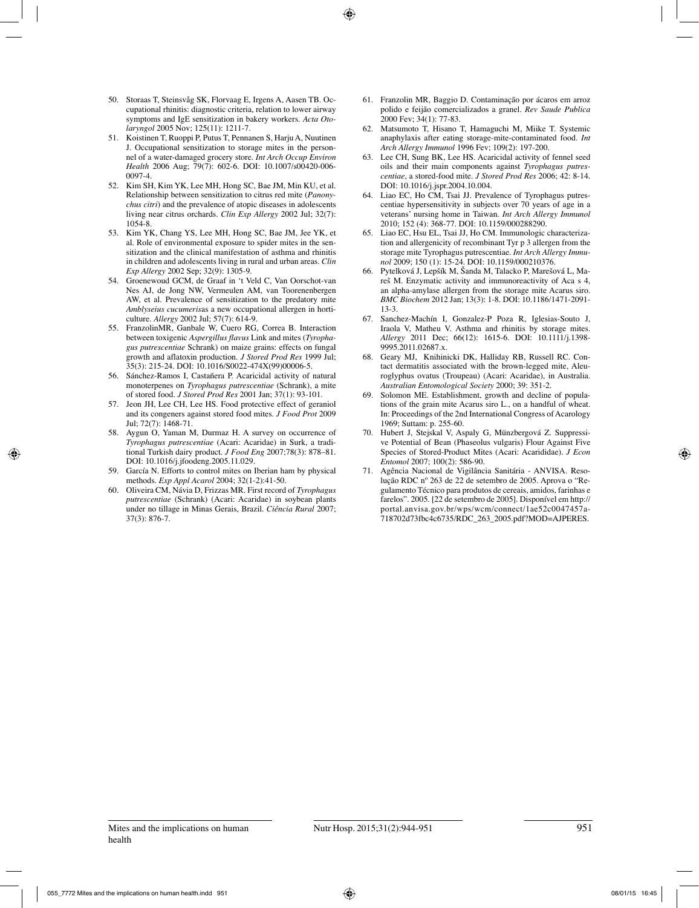50. Storaas T, Steinsvåg SK, Florvaag E, Irgens A, Aasen TB. Occupational rhinitis: diagnostic criteria, relation to lower airway symptoms and IgE sensitization in bakery workers. *Acta Otolaryngol* 2005 Nov; 125(11): 1211-7.
51. Koistinen T, Ruoppi P, Putus T, Pennanen S, Harju A, Nuutinen J. Occupational sensitization to storage mites in the personnel of a water-damaged grocery store. *Int Arch Occup Environ Health* 2006 Aug; 79(7): 602-6. DOI: 10.1007/s00420-006-0097-4.
52. Kim SH, Kim YK, Lee MH, Hong SC, Bae JM, Min KU, et al. Relationship between sensitization to citrus red mite (*Panonychus citri*) and the prevalence of atopic diseases in adolescents living near citrus orchards. *Clin Exp Allergy* 2002 Jul; 32(7): 1054-8.
53. Kim YK, Chang YS, Lee MH, Hong SC, Bae JM, Jee YK, et al. Role of environmental exposure to spider mites in the sensitization and the clinical manifestation of asthma and rhinitis in children and adolescents living in rural and urban areas. *Clin Exp Allergy* 2002 Sep; 32(9): 1305-9.
54. Groenewoud GCM, de Graaf in 't Veld C, Van Oorschot-van Nes AJ, de Jong NW, Vermeulen AM, van Toorenenbergen AW, et al. Prevalence of sensitization to the predatory mite *Amblyseius cucumeris*as a new occupational allergen in horticulture. *Allergy* 2002 Jul; 57(7): 614-9.
55. FranzolinMR, Ganbale W, Cuero RG, Correa B. Interaction between toxigenic *Aspergillus flavus* Link and mites (*Tyrophagus putrescentiae* Schrank) on maize grains: effects on fungal growth and aflatoxin production. *J Stored Prod Res* 1999 Jul; 35(3): 215-24. DOI: 10.1016/S0022-474X(99)00006-5.
56. Sánchez-Ramos I, Castañera P. Acaricidal activity of natural monoterpenes on *Tyrophagus putrescentiae* (Schrank), a mite of stored food. *J Stored Prod Res* 2001 Jan; 37(1): 93-101.
57. Jeon JH, Lee CH, Lee HS. Food protective effect of geraniol and its congeners against stored food mites. *J Food Prot* 2009 Jul; 72(7): 1468-71.
58. Aygun O, Yaman M, Durmaz H. A survey on occurrence of *Tyrophagus putrescentiae* (Acari: Acaridae) in Surk, a traditional Turkish dairy product. *J Food Eng* 2007;78(3): 878–81. DOI: 10.1016/j.jfoodeng.2005.11.029.
59. García N. Efforts to control mites on Iberian ham by physical methods. *Exp Appl Acarol* 2004; 32(1-2):41-50.
60. Oliveira CM, Návia D, Frizzas MR. First record of *Tyrophagus putrescentiae* (Schrank) (Acari: Acaridae) in soybean plants under no tillage in Minas Gerais, Brazil. *Ciência Rural* 2007; 37(3): 876-7.
61. Franzolin MR, Baggio D. Contaminação por ácaros em arroz polido e feijão comercializados a granel. *Rev Saude Publica* 2000 Fev; 34(1): 77-83.
62. Matsumoto T, Hisano T, Hamaguchi M, Miike T. Systemic anaphylaxis after eating storage-mite-contaminated food. *Int Arch Allergy Immunol* 1996 Fev; 109(2): 197-200.
63. Lee CH, Sung BK, Lee HS. Acaricidal activity of fennel seed oils and their main components against *Tyrophagus putrescentiae*, a stored-food mite. *J Stored Prod Res* 2006; 42: 8-14. DOI: 10.1016/j.jspr.2004.10.004.
64. Liao EC, Ho CM, Tsai JJ. Prevalence of Tyrophagus putrescentiae hypersensitivity in subjects over 70 years of age in a veterans' nursing home in Taiwan. *Int Arch Allergy Immunol* 2010; 152 (4): 368-77. DOI: 10.1159/000288290.
65. Liao EC, Hsu EL, Tsai JJ, Ho CM. Immunologic characterization and allergenicity of recombinant Tyr p 3 allergen from the storage mite Tyrophagus putrescentiae. *Int Arch Allergy Immunol* 2009; 150 (1): 15-24. DOI: 10.1159/000210376.
66. Pytelková J, Lepšík M, Šanda M, Talacko P, Marešová L, Mareš M. Enzymatic activity and immunoreactivity of Aca s 4, an alpha-amylase allergen from the storage mite Acarus siro. *BMC Biochem* 2012 Jan; 13(3): 1-8. DOI: 10.1186/1471-2091-13-3.
67. Sanchez-Machín I, Gonzalez-P Poza R, Iglesias-Souto J, Iraola V, Matheu V. Asthma and rhinitis by storage mites. *Allergy* 2011 Dec; 66(12): 1615-6. DOI: 10.1111/j.1398-9995.2011.02687.x.
68. Geary MJ, Knihinicki DK, Halliday RB, Russell RC. Contact dermatitis associated with the brown-legged mite, Aleuroglyphus ovatus (Troupeau) (Acari: Acaridae), in Australia. *Australian Entomological Society* 2000; 39: 351-2.
69. Solomon ME. Establishment, growth and decline of populations of the grain mite Acarus siro L., on a handful of wheat. In: Proceedings of the 2nd International Congress of Acarology 1969; Suttam: p. 255-60.
70. Hubert J, Stejskal V, Aspaly G, Münzbergová Z. Suppressive Potential of Bean (Phaseolus vulgaris) Flour Against Five Species of Stored-Product Mites (Acari: Acarididae). *J Econ Entomol* 2007; 100(2): 586-90.
71. Agência Nacional de Vigilância Sanitária - ANVISA. Resolução RDC nº 263 de 22 de setembro de 2005. Aprova o "Regulamento Técnico para produtos de cereais, amidos, farinhas e farelos". 2005. [22 de setembro de 2005]. Disponível em http://portal.anvisa.gov.br/wps/wcm/connect/1ae52c0047457a718702d73fbc4c6735/RDC_263_2005.pdf?MOD=AJPERES.